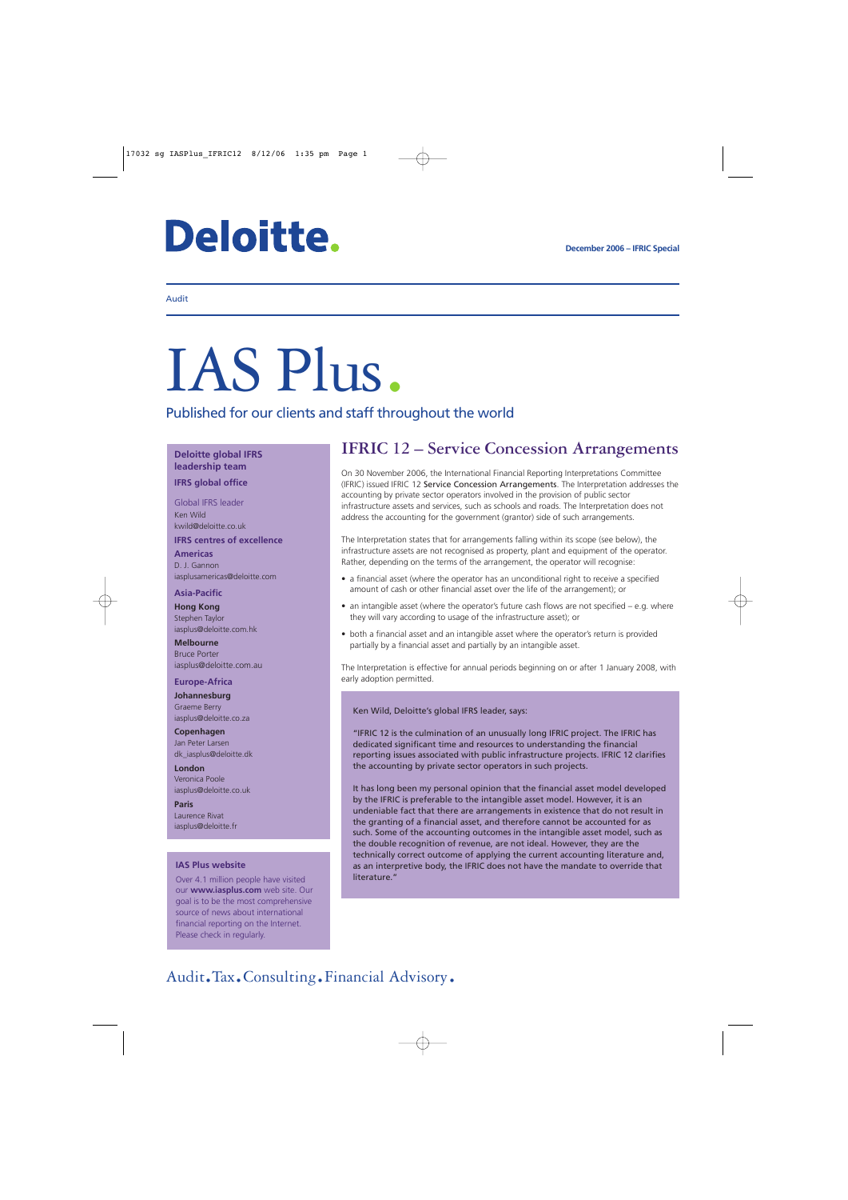Deloitte.

**December 2006 – IFRIC Special**

Audit

# IAS Plus.

Published for our clients and staff throughout the world

## IFRIC 12 – Service Concession Arrangements

On 30 November 2006, the International Financial Reporting Interpretations Committee (IFRIC) issued IFRIC 12 *Service Concession Arrangements*. The Interpretation addresses the accounting by private sector operators involved in the provision of public sector infrastructure assets and services, such as schools and roads. The Interpretation does not address the accounting for the government (grantor) side of such arrangements.

The Interpretation states that for arrangements falling within its scope (see below), the infrastructure assets are not recognised as property, plant and equipment of the operator. Rather, depending on the terms of the arrangement, the operator will recognise:

- a financial asset (where the operator has an unconditional right to receive a specified amount of cash or other financial asset over the life of the arrangement); or
- an intangible asset (where the operator's future cash flows are not specified – e.g. where they will vary according to usage of the infrastructure asset); or
- both a financial asset and an intangible asset where the operator's return is provided partially by a financial asset and partially by an intangible asset.

The Interpretation is effective for annual periods beginning on or after 1 January 2008, with early adoption permitted.

> Ken Wild, Deloitte's global IFRS leader, says:
>
> "IFRIC 12 is the culmination of an unusually long IFRIC project. The IFRIC has dedicated significant time and resources to understanding the financial reporting issues associated with public infrastructure projects. IFRIC 12 clarifies the accounting by private sector operators in such projects.
>
> It has long been my personal opinion that the financial asset model developed by the IFRIC is preferable to the intangible asset model. However, it is an undeniable fact that there are arrangements in existence that do not result in the granting of a financial asset, and therefore cannot be accounted for as such. Some of the accounting outcomes in the intangible asset model, such as the double recognition of revenue, are not ideal. However, they are the technically correct outcome of applying the current accounting literature and, as an interpretive body, the IFRIC does not have the mandate to override that literature."

**Deloitte global IFRS leadership team**

**IFRS global office**

Global IFRS leader
Ken Wild
kwild@deloitte.co.uk

**IFRS centres of excellence**

**Americas**
D. J. Gannon
iasplusamericas@deloitte.com

**Asia-Pacific**

**Hong Kong**
Stephen Taylor
iasplus@deloitte.com.hk

**Melbourne**
Bruce Porter
iasplus@deloitte.com.au

**Europe-Africa**

**Johannesburg**
Graeme Berry
iasplus@deloitte.co.za

**Copenhagen**
Jan Peter Larsen
dk_iasplus@deloitte.dk

**London**
Veronica Poole
iasplus@deloitte.co.uk

**Paris**
Laurence Rivat
iasplus@deloitte.fr

**IAS Plus website**

Over 4.1 million people have visited our **www.iasplus.com** web site. Our goal is to be the most comprehensive source of news about international financial reporting on the Internet. Please check in regularly.

Audit.Tax.Consulting.Financial Advisory.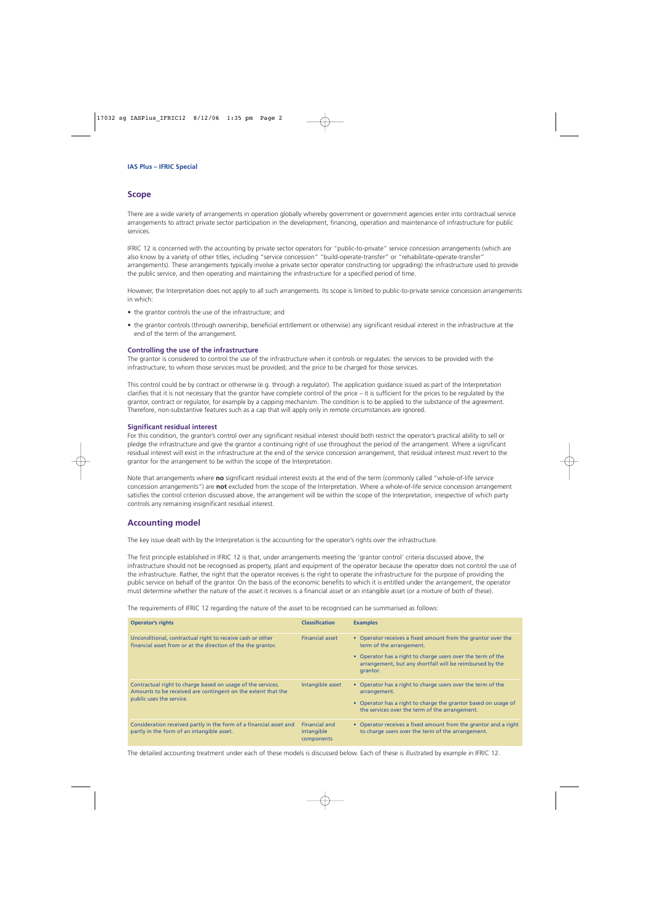## Scope

There are a wide variety of arrangements in operation globally whereby government or government agencies enter into contractual service arrangements to attract private sector participation in the development, financing, operation and maintenance of infrastructure for public services.

IFRIC 12 is concerned with the accounting by private sector operators for "public-to-private" service concession arrangements (which are also know by a variety of other titles, including "service concession" "build-operate-transfer" or "rehabilitate-operate-transfer" arrangements). These arrangements typically involve a private sector operator constructing (or upgrading) the infrastructure used to provide the public service, and then operating and maintaining the infrastructure for a specified period of time.

However, the Interpretation does not apply to all such arrangements. Its scope is limited to public-to-private service concession arrangements in which:

- the grantor controls the use of the infrastructure; and
- the grantor controls (through ownership, beneficial entitlement or otherwise) any significant residual interest in the infrastructure at the end of the term of the arrangement.

### Controlling the use of the infrastructure

The grantor is considered to control the use of the infrastructure when it controls or regulates: the services to be provided with the infrastructure; to whom those services must be provided; and the price to be charged for those services.

This control could be by contract or otherwise (e.g. through a regulator). The application guidance issued as part of the Interpretation clarifies that it is not necessary that the grantor have complete control of the price – it is sufficient for the prices to be regulated by the grantor, contract or regulator, for example by a capping mechanism. The condition is to be applied to the substance of the agreement. Therefore, non-substantive features such as a cap that will apply only in remote circumstances are ignored.

### Significant residual interest

For this condition, the grantor's control over any significant residual interest should both restrict the operator's practical ability to sell or pledge the infrastructure and give the grantor a continuing right of use throughout the period of the arrangement. Where a significant residual interest will exist in the infrastructure at the end of the service concession arrangement, that residual interest must revert to the grantor for the arrangement to be within the scope of the Interpretation.

Note that arrangements where **no** significant residual interest exists at the end of the term (commonly called "whole-of-life service concession arrangements") are **not** excluded from the scope of the Interpretation. Where a whole-of-life service concession arrangement satisfies the control criterion discussed above, the arrangement will be within the scope of the Interpretation, irrespective of which party controls any remaining insignificant residual interest.

## Accounting model

The key issue dealt with by the Interpretation is the accounting for the operator's rights over the infrastructure.

The first principle established in IFRIC 12 is that, under arrangements meeting the 'grantor control' criteria discussed above, the infrastructure should not be recognised as property, plant and equipment of the operator because the operator does not control the use of the infrastructure. Rather, the right that the operator receives is the right to operate the infrastructure for the purpose of providing the public service on behalf of the grantor. On the basis of the economic benefits to which it is entitled under the arrangement, the operator must determine whether the nature of the asset it receives is a financial asset or an intangible asset (or a mixture of both of these).

The requirements of IFRIC 12 regarding the nature of the asset to be recognised can be summarised as follows:

| Operator's rights | Classification | Examples |
|---|---|---|
| Unconditional, contractual right to receive cash or other financial asset from or at the direction of the the grantor. | Financial asset | • Operator receives a fixed amount from the grantor over the term of the arrangement.<br>• Operator has a right to charge users over the term of the arrangement, but any shortfall will be reimbursed by the grantor. |
| Contractual right to charge based on usage of the services. Amounts to be received are contingent on the extent that the public uses the service. | Intangible asset | • Operator has a right to charge users over the term of the arrangement.<br>• Operator has a right to charge the grantor based on usage of the services over the term of the arrangement. |
| Consideration received partly in the form of a financial asset and partly in the form of an intangible asset. | Financial and intangible components | • Operator receives a fixed amount from the grantor and a right to charge users over the term of the arrangement. |

The detailed accounting treatment under each of these models is discussed below. Each of these is illustrated by example in IFRIC 12.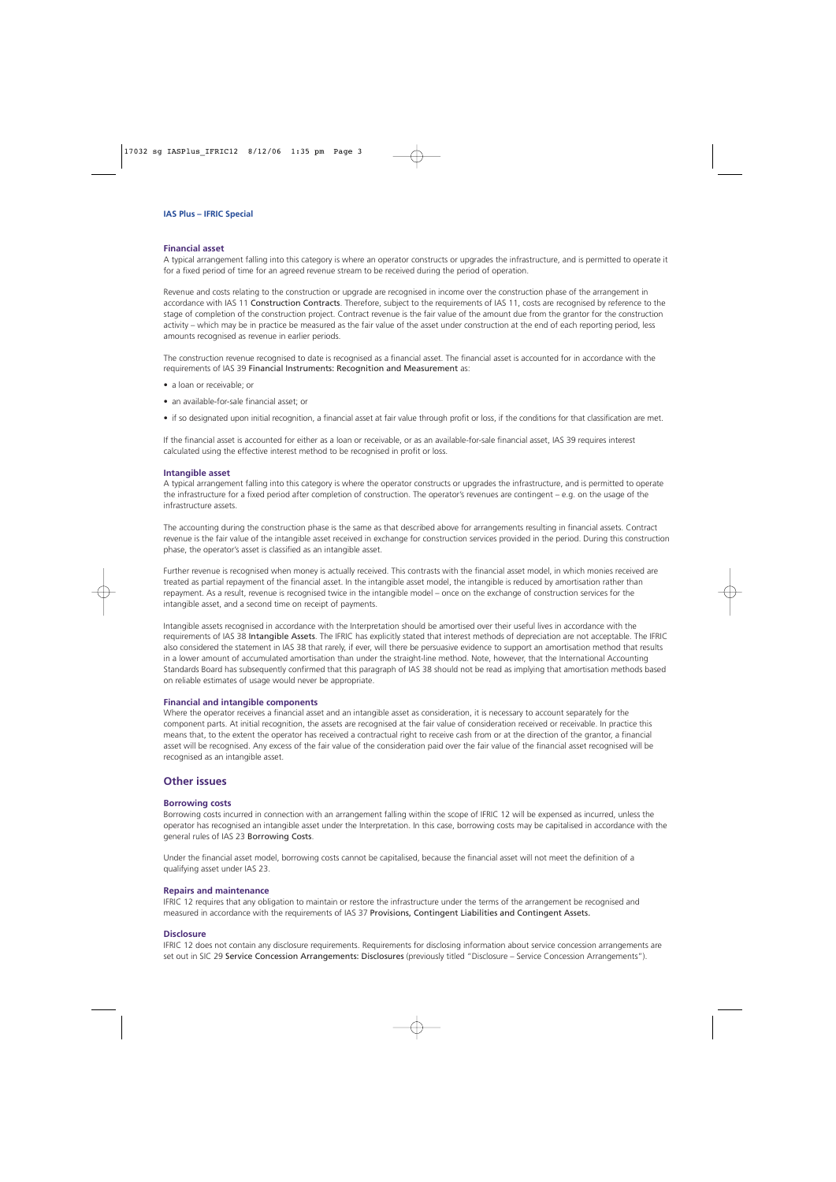### Financial asset

A typical arrangement falling into this category is where an operator constructs or upgrades the infrastructure, and is permitted to operate it for a fixed period of time for an agreed revenue stream to be received during the period of operation.

Revenue and costs relating to the construction or upgrade are recognised in income over the construction phase of the arrangement in accordance with IAS 11 Construction Contracts. Therefore, subject to the requirements of IAS 11, costs are recognised by reference to the stage of completion of the construction project. Contract revenue is the fair value of the amount due from the grantor for the construction activity – which may be in practice be measured as the fair value of the asset under construction at the end of each reporting period, less amounts recognised as revenue in earlier periods.

The construction revenue recognised to date is recognised as a financial asset. The financial asset is accounted for in accordance with the requirements of IAS 39 Financial Instruments: Recognition and Measurement as:

- a loan or receivable; or
- an available-for-sale financial asset; or
- if so designated upon initial recognition, a financial asset at fair value through profit or loss, if the conditions for that classification are met.

If the financial asset is accounted for either as a loan or receivable, or as an available-for-sale financial asset, IAS 39 requires interest calculated using the effective interest method to be recognised in profit or loss.

### Intangible asset

A typical arrangement falling into this category is where the operator constructs or upgrades the infrastructure, and is permitted to operate the infrastructure for a fixed period after completion of construction. The operator's revenues are contingent – e.g. on the usage of the infrastructure assets.

The accounting during the construction phase is the same as that described above for arrangements resulting in financial assets. Contract revenue is the fair value of the intangible asset received in exchange for construction services provided in the period. During this construction phase, the operator's asset is classified as an intangible asset.

Further revenue is recognised when money is actually received. This contrasts with the financial asset model, in which monies received are treated as partial repayment of the financial asset. In the intangible asset model, the intangible is reduced by amortisation rather than repayment. As a result, revenue is recognised twice in the intangible model – once on the exchange of construction services for the intangible asset, and a second time on receipt of payments.

Intangible assets recognised in accordance with the Interpretation should be amortised over their useful lives in accordance with the requirements of IAS 38 Intangible Assets. The IFRIC has explicitly stated that interest methods of depreciation are not acceptable. The IFRIC also considered the statement in IAS 38 that rarely, if ever, will there be persuasive evidence to support an amortisation method that results in a lower amount of accumulated amortisation than under the straight-line method. Note, however, that the International Accounting Standards Board has subsequently confirmed that this paragraph of IAS 38 should not be read as implying that amortisation methods based on reliable estimates of usage would never be appropriate.

### Financial and intangible components

Where the operator receives a financial asset and an intangible asset as consideration, it is necessary to account separately for the component parts. At initial recognition, the assets are recognised at the fair value of consideration received or receivable. In practice this means that, to the extent the operator has received a contractual right to receive cash from or at the direction of the grantor, a financial asset will be recognised. Any excess of the fair value of the consideration paid over the fair value of the financial asset recognised will be recognised as an intangible asset.

## Other issues

### Borrowing costs

Borrowing costs incurred in connection with an arrangement falling within the scope of IFRIC 12 will be expensed as incurred, unless the operator has recognised an intangible asset under the Interpretation. In this case, borrowing costs may be capitalised in accordance with the general rules of IAS 23 Borrowing Costs.

Under the financial asset model, borrowing costs cannot be capitalised, because the financial asset will not meet the definition of a qualifying asset under IAS 23.

### Repairs and maintenance

IFRIC 12 requires that any obligation to maintain or restore the infrastructure under the terms of the arrangement be recognised and measured in accordance with the requirements of IAS 37 Provisions, Contingent Liabilities and Contingent Assets.

### Disclosure

IFRIC 12 does not contain any disclosure requirements. Requirements for disclosing information about service concession arrangements are set out in SIC 29 Service Concession Arrangements: Disclosures (previously titled "Disclosure – Service Concession Arrangements").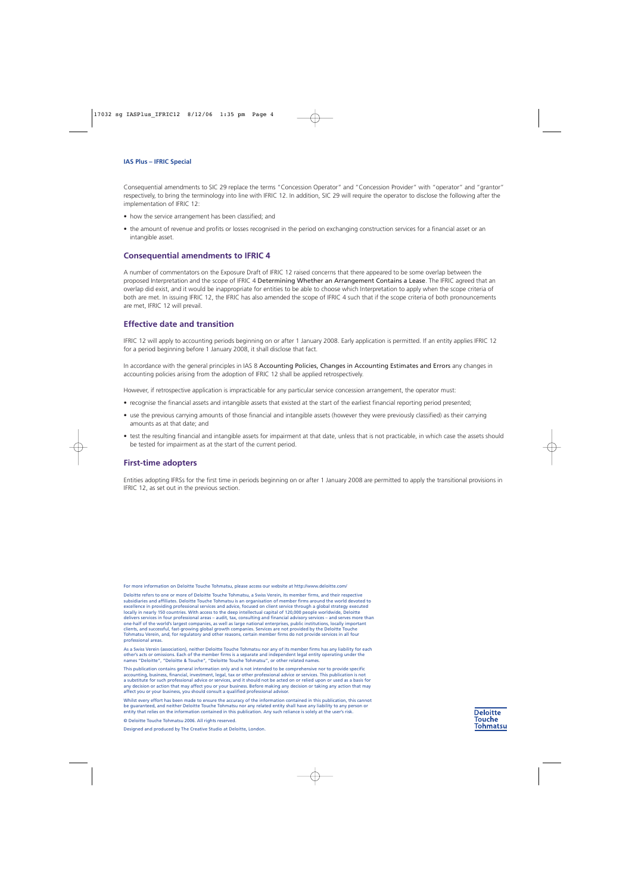Consequential amendments to SIC 29 replace the terms "Concession Operator" and "Concession Provider" with "operator" and "grantor" respectively, to bring the terminology into line with IFRIC 12. In addition, SIC 29 will require the operator to disclose the following after the implementation of IFRIC 12:

- how the service arrangement has been classified; and
- the amount of revenue and profits or losses recognised in the period on exchanging construction services for a financial asset or an intangible asset.

## Consequential amendments to IFRIC 4

A number of commentators on the Exposure Draft of IFRIC 12 raised concerns that there appeared to be some overlap between the proposed Interpretation and the scope of IFRIC 4 Determining Whether an Arrangement Contains a Lease. The IFRIC agreed that an overlap did exist, and it would be inappropriate for entities to be able to choose which Interpretation to apply when the scope criteria of both are met. In issuing IFRIC 12, the IFRIC has also amended the scope of IFRIC 4 such that if the scope criteria of both pronouncements are met, IFRIC 12 will prevail.

## Effective date and transition

IFRIC 12 will apply to accounting periods beginning on or after 1 January 2008. Early application is permitted. If an entity applies IFRIC 12 for a period beginning before 1 January 2008, it shall disclose that fact.

In accordance with the general principles in IAS 8 Accounting Policies, Changes in Accounting Estimates and Errors any changes in accounting policies arising from the adoption of IFRIC 12 shall be applied retrospectively.

However, if retrospective application is impracticable for any particular service concession arrangement, the operator must:

- recognise the financial assets and intangible assets that existed at the start of the earliest financial reporting period presented;
- use the previous carrying amounts of those financial and intangible assets (however they were previously classified) as their carrying amounts as at that date; and
- test the resulting financial and intangible assets for impairment at that date, unless that is not practicable, in which case the assets should be tested for impairment as at the start of the current period.

## First-time adopters

Entities adopting IFRSs for the first time in periods beginning on or after 1 January 2008 are permitted to apply the transitional provisions in IFRIC 12, as set out in the previous section.

For more information on Deloitte Touche Tohmatsu, please access our website at http://www.deloitte.com/

Deloitte refers to one or more of Deloitte Touche Tohmatsu, a Swiss Verein, its member firms, and their respective subsidiaries and affiliates. Deloitte Touche Tohmatsu is an organisation of member firms around the world devoted to excellence in providing professional services and advice, focused on client service through a global strategy executed locally in nearly 150 countries. With access to the deep intellectual capital of 120,000 people worldwide, Deloitte delivers services in four professional areas – audit, tax, consulting and financial advisory services – and serves more than one-half of the world's largest companies, as well as large national enterprises, public institutions, locally important clients, and successful, fast-growing global growth companies. Services are not provided by the Deloitte Touche Tohmatsu Verein, and, for regulatory and other reasons, certain member firms do not provide services in all four professional areas.

As a Swiss Verein (association), neither Deloitte Touche Tohmatsu nor any of its member firms has any liability for each other's acts or omissions. Each of the member firms is a separate and independent legal entity operating under the names "Deloitte", "Deloitte & Touche", "Deloitte Touche Tohmatsu", or other related names.

This publication contains general information only and is not intended to be comprehensive nor to provide specific accounting, business, financial, investment, legal, tax or other professional advice or services. This publication is not a substitute for such professional advice or services, and it should not be acted on or relied upon or used as a basis for any decision or action that may affect you or your business. Before making any decision or taking any action that may affect you or your business, you should consult a qualified professional advisor.

Whilst every effort has been made to ensure the accuracy of the information contained in this publication, this cannot be guaranteed, and neither Deloitte Touche Tohmatsu nor any related entity shall have any liability to any person or entity that relies on the information contained in this publication. Any such reliance is solely at the user's risk.

© Deloitte Touche Tohmatsu 2006. All rights reserved.

Designed and produced by The Creative Studio at Deloitte, London.

Deloitte Touche Tohmatsu